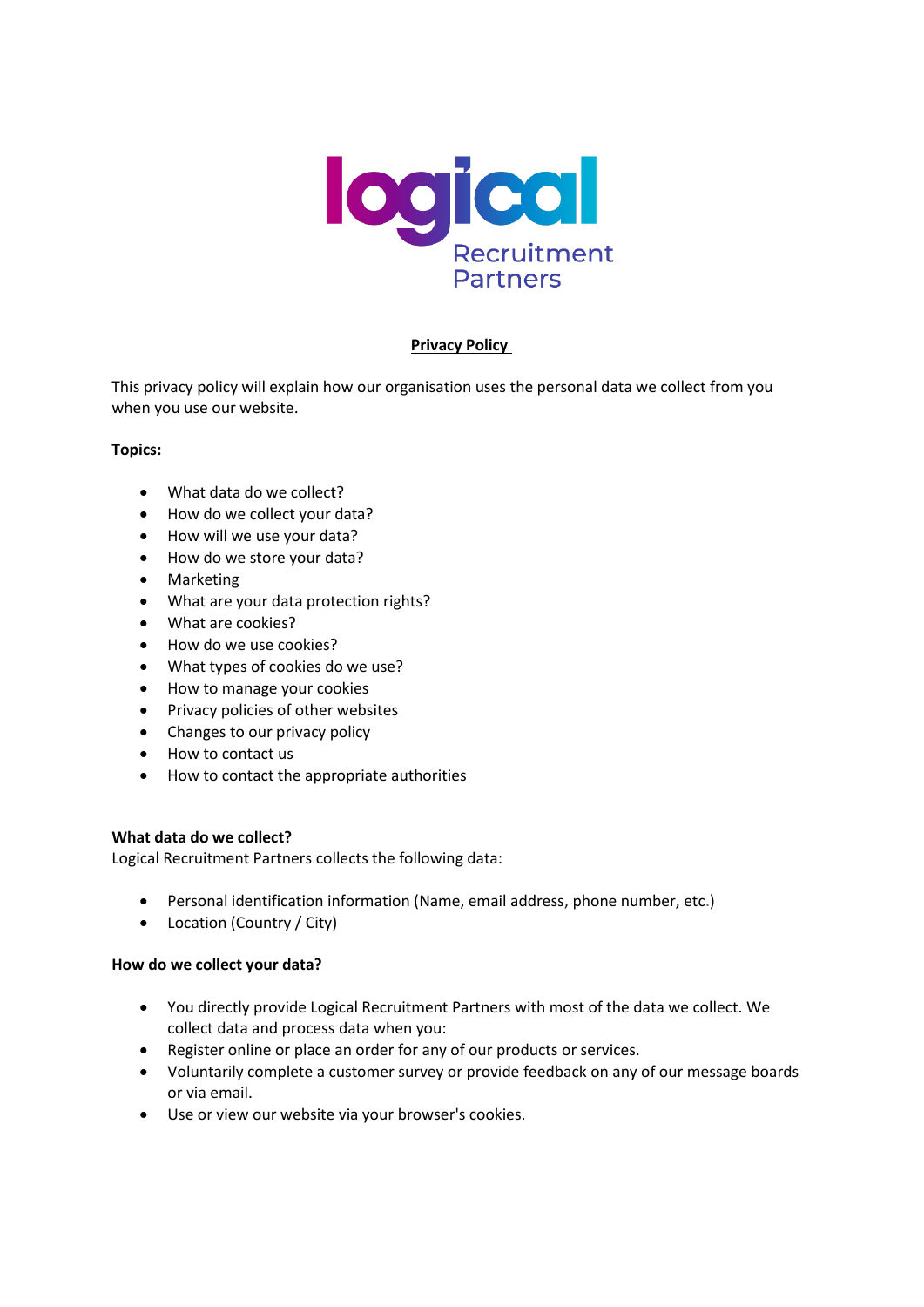logical Recruitment Partners

# Privacy Policy

This privacy policy will explain how our organisation uses the personal data we collect from you when you use our website.

**Topics:**

- What data do we collect?
- How do we collect your data?
- How will we use your data?
- How do we store your data?
- Marketing
- What are your data protection rights?
- What are cookies?
- How do we use cookies?
- What types of cookies do we use?
- How to manage your cookies
- Privacy policies of other websites
- Changes to our privacy policy
- How to contact us
- How to contact the appropriate authorities

**What data do we collect?**

Logical Recruitment Partners collects the following data:

- Personal identification information (Name, email address, phone number, etc.)
- Location (Country / City)

**How do we collect your data?**

- You directly provide Logical Recruitment Partners with most of the data we collect. We collect data and process data when you:
- Register online or place an order for any of our products or services.
- Voluntarily complete a customer survey or provide feedback on any of our message boards or via email.
- Use or view our website via your browser's cookies.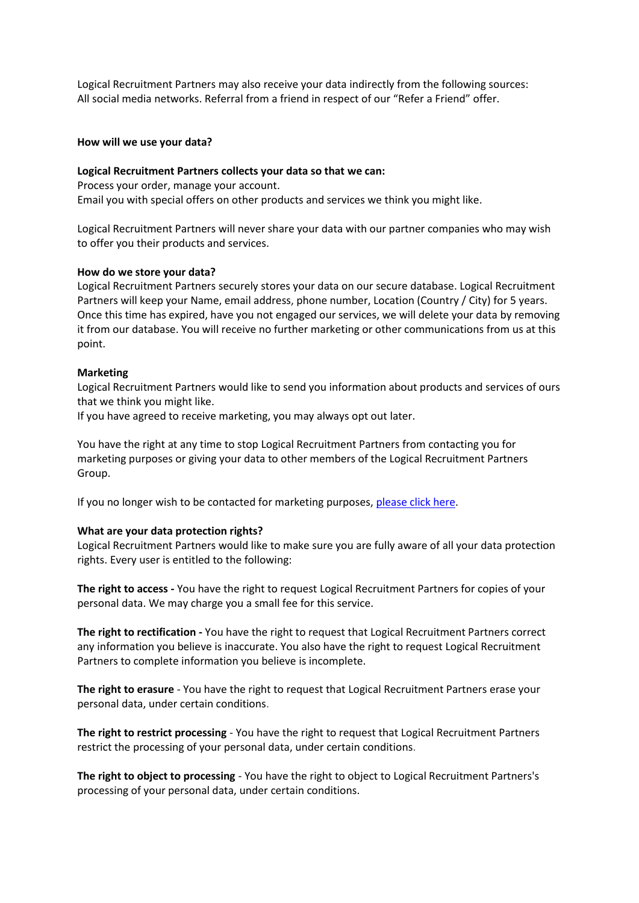Logical Recruitment Partners may also receive your data indirectly from the following sources:
All social media networks. Referral from a friend in respect of our "Refer a Friend" offer.

**How will we use your data?**

**Logical Recruitment Partners collects your data so that we can:**
Process your order, manage your account.
Email you with special offers on other products and services we think you might like.

Logical Recruitment Partners will never share your data with our partner companies who may wish to offer you their products and services.

**How do we store your data?**
Logical Recruitment Partners securely stores your data on our secure database. Logical Recruitment Partners will keep your Name, email address, phone number, Location (Country / City) for 5 years. Once this time has expired, have you not engaged our services, we will delete your data by removing it from our database. You will receive no further marketing or other communications from us at this point.

**Marketing**
Logical Recruitment Partners would like to send you information about products and services of ours that we think you might like.
If you have agreed to receive marketing, you may always opt out later.

You have the right at any time to stop Logical Recruitment Partners from contacting you for marketing purposes or giving your data to other members of the Logical Recruitment Partners Group.

If you no longer wish to be contacted for marketing purposes, please click here.

**What are your data protection rights?**
Logical Recruitment Partners would like to make sure you are fully aware of all your data protection rights. Every user is entitled to the following:

**The right to access -** You have the right to request Logical Recruitment Partners for copies of your personal data. We may charge you a small fee for this service.

**The right to rectification -** You have the right to request that Logical Recruitment Partners correct any information you believe is inaccurate. You also have the right to request Logical Recruitment Partners to complete information you believe is incomplete.

**The right to erasure** - You have the right to request that Logical Recruitment Partners erase your personal data, under certain conditions.

**The right to restrict processing** - You have the right to request that Logical Recruitment Partners restrict the processing of your personal data, under certain conditions.

**The right to object to processing** - You have the right to object to Logical Recruitment Partners's processing of your personal data, under certain conditions.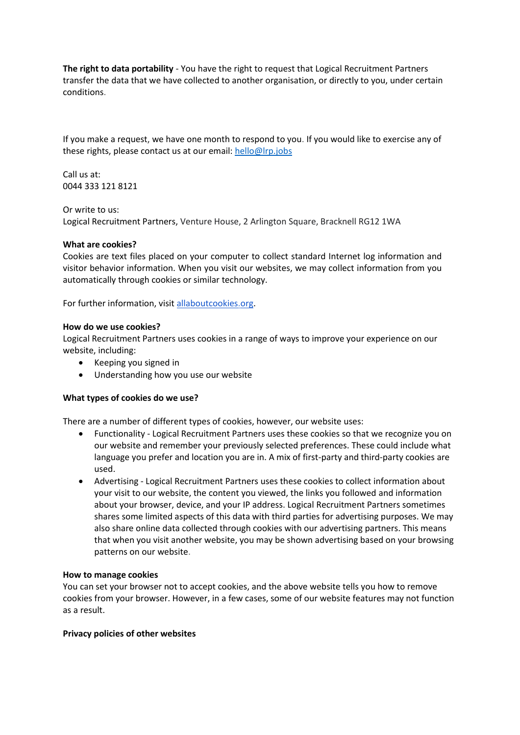**The right to data portability** - You have the right to request that Logical Recruitment Partners transfer the data that we have collected to another organisation, or directly to you, under certain conditions.

If you make a request, we have one month to respond to you. If you would like to exercise any of these rights, please contact us at our email: hello@lrp.jobs

Call us at:
0044 333 121 8121

Or write to us:
Logical Recruitment Partners, Venture House, 2 Arlington Square, Bracknell RG12 1WA

**What are cookies?**
Cookies are text files placed on your computer to collect standard Internet log information and visitor behavior information. When you visit our websites, we may collect information from you automatically through cookies or similar technology.

For further information, visit allaboutcookies.org.

**How do we use cookies?**
Logical Recruitment Partners uses cookies in a range of ways to improve your experience on our website, including:

- Keeping you signed in
- Understanding how you use our website

**What types of cookies do we use?**

There are a number of different types of cookies, however, our website uses:

- Functionality - Logical Recruitment Partners uses these cookies so that we recognize you on our website and remember your previously selected preferences. These could include what language you prefer and location you are in. A mix of first-party and third-party cookies are used.
- Advertising - Logical Recruitment Partners uses these cookies to collect information about your visit to our website, the content you viewed, the links you followed and information about your browser, device, and your IP address. Logical Recruitment Partners sometimes shares some limited aspects of this data with third parties for advertising purposes. We may also share online data collected through cookies with our advertising partners. This means that when you visit another website, you may be shown advertising based on your browsing patterns on our website.

**How to manage cookies**
You can set your browser not to accept cookies, and the above website tells you how to remove cookies from your browser. However, in a few cases, some of our website features may not function as a result.

**Privacy policies of other websites**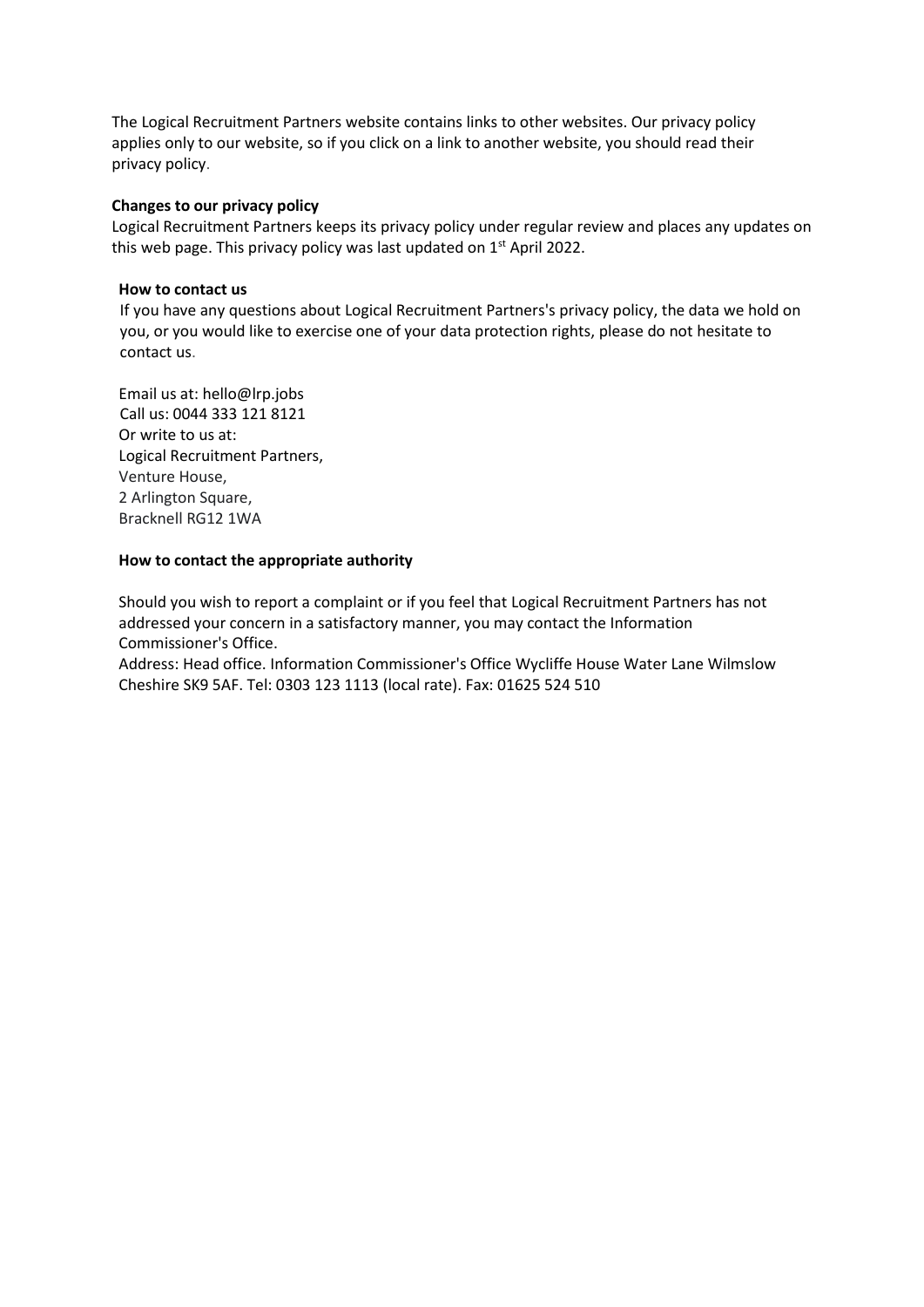The Logical Recruitment Partners website contains links to other websites. Our privacy policy applies only to our website, so if you click on a link to another website, you should read their privacy policy.

**Changes to our privacy policy**

Logical Recruitment Partners keeps its privacy policy under regular review and places any updates on this web page. This privacy policy was last updated on 1st April 2022.

**How to contact us**

If you have any questions about Logical Recruitment Partners's privacy policy, the data we hold on you, or you would like to exercise one of your data protection rights, please do not hesitate to contact us.

Email us at: hello@lrp.jobs
Call us: 0044 333 121 8121
Or write to us at:
Logical Recruitment Partners,
Venture House,
2 Arlington Square,
Bracknell RG12 1WA

**How to contact the appropriate authority**

Should you wish to report a complaint or if you feel that Logical Recruitment Partners has not addressed your concern in a satisfactory manner, you may contact the Information Commissioner's Office.
Address: Head office. Information Commissioner's Office Wycliffe House Water Lane Wilmslow Cheshire SK9 5AF. Tel: 0303 123 1113 (local rate). Fax: 01625 524 510